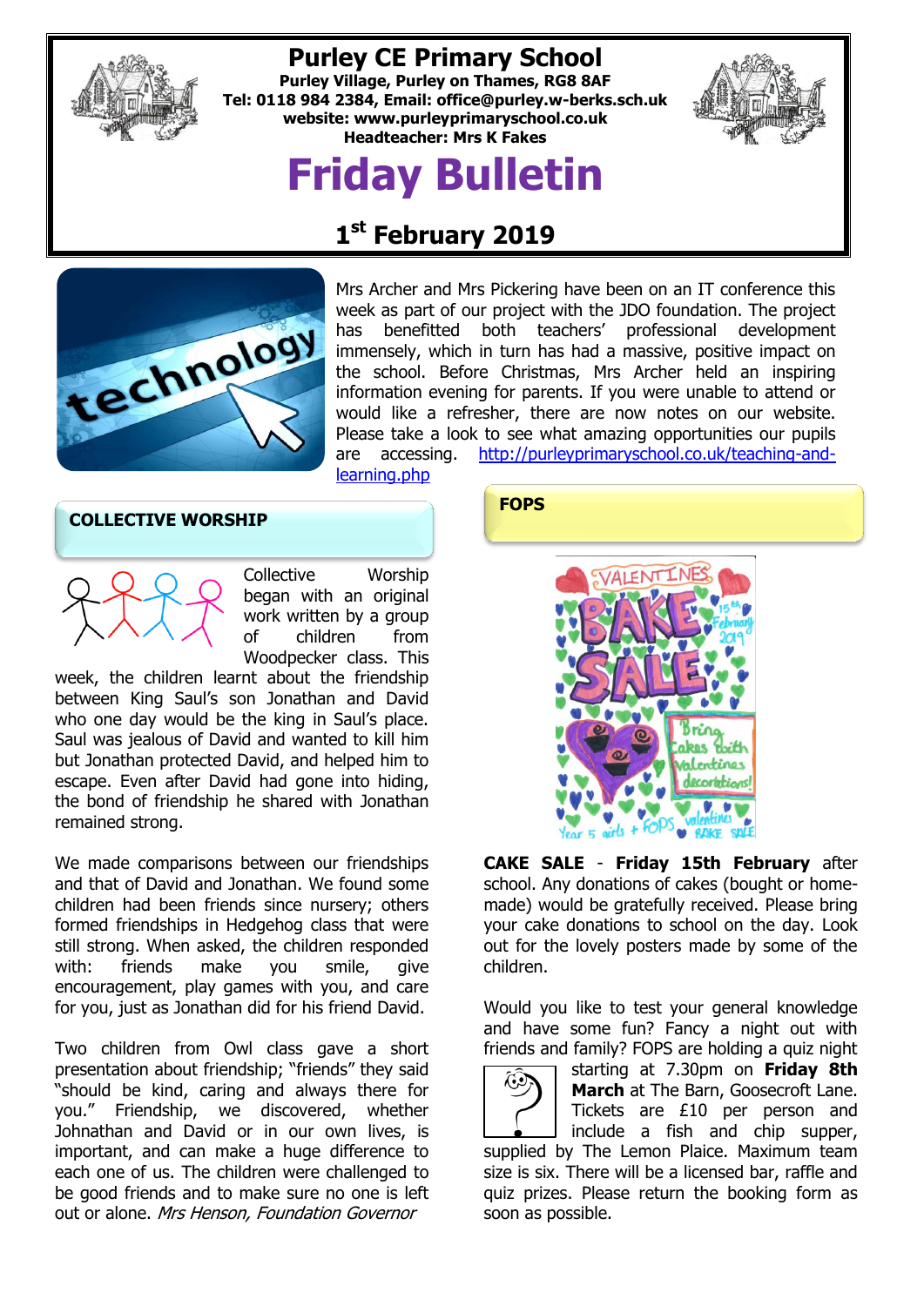# Purley CE Primary School

**Purley Village, Purley on Thames, RG8 8AF**
**Tel: 0118 984 2384, Email: office@purley.w-berks.sch.uk**
**website: www.purleyprimaryschool.co.uk**
**Headteacher: Mrs K Fakes**

# Friday Bulletin

## 1st February 2019

Mrs Archer and Mrs Pickering have been on an IT conference this week as part of our project with the JDO foundation. The project has benefitted both teachers' professional development immensely, which in turn has had a massive, positive impact on the school. Before Christmas, Mrs Archer held an inspiring information evening for parents. If you were unable to attend or would like a refresher, there are now notes on our website. Please take a look to see what amazing opportunities our pupils are accessing. http://purleyprimaryschool.co.uk/teaching-and-learning.php

### COLLECTIVE WORSHIP

Collective Worship began with an original work written by a group of children from Woodpecker class. This week, the children learnt about the friendship between King Saul's son Jonathan and David who one day would be the king in Saul's place. Saul was jealous of David and wanted to kill him but Jonathan protected David, and helped him to escape. Even after David had gone into hiding, the bond of friendship he shared with Jonathan remained strong.

We made comparisons between our friendships and that of David and Jonathan. We found some children had been friends since nursery; others formed friendships in Hedgehog class that were still strong. When asked, the children responded with: friends make you smile, give encouragement, play games with you, and care for you, just as Jonathan did for his friend David.

Two children from Owl class gave a short presentation about friendship; "friends" they said "should be kind, caring and always there for you." Friendship, we discovered, whether Johnathan and David or in our own lives, is important, and can make a huge difference to each one of us. The children were challenged to be good friends and to make sure no one is left out or alone. *Mrs Henson, Foundation Governor*

### FOPS

**CAKE SALE** - **Friday 15th February** after school. Any donations of cakes (bought or home-made) would be gratefully received. Please bring your cake donations to school on the day. Look out for the lovely posters made by some of the children.

Would you like to test your general knowledge and have some fun? Fancy a night out with friends and family? FOPS are holding a quiz night starting at 7.30pm on **Friday 8th March** at The Barn, Goosecroft Lane. Tickets are £10 per person and include a fish and chip supper, supplied by The Lemon Plaice. Maximum team size is six. There will be a licensed bar, raffle and quiz prizes. Please return the booking form as soon as possible.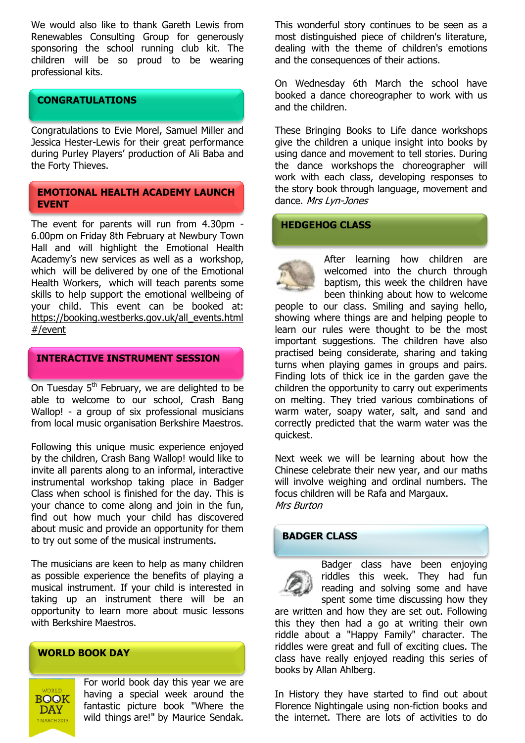We would also like to thank Gareth Lewis from Renewables Consulting Group for generously sponsoring the school running club kit. The children will be so proud to be wearing professional kits.

## CONGRATULATIONS

Congratulations to Evie Morel, Samuel Miller and Jessica Hester-Lewis for their great performance during Purley Players' production of Ali Baba and the Forty Thieves.

## EMOTIONAL HEALTH ACADEMY LAUNCH EVENT

The event for parents will run from 4.30pm - 6.00pm on Friday 8th February at Newbury Town Hall and will highlight the Emotional Health Academy's new services as well as a workshop, which will be delivered by one of the Emotional Health Workers, which will teach parents some skills to help support the emotional wellbeing of your child. This event can be booked at: https://booking.westberks.gov.uk/all_events.html#/event

## INTERACTIVE INSTRUMENT SESSION

On Tuesday 5th February, we are delighted to be able to welcome to our school, Crash Bang Wallop! - a group of six professional musicians from local music organisation Berkshire Maestros.

Following this unique music experience enjoyed by the children, Crash Bang Wallop! would like to invite all parents along to an informal, interactive instrumental workshop taking place in Badger Class when school is finished for the day. This is your chance to come along and join in the fun, find out how much your child has discovered about music and provide an opportunity for them to try out some of the musical instruments.

The musicians are keen to help as many children as possible experience the benefits of playing a musical instrument. If your child is interested in taking up an instrument there will be an opportunity to learn more about music lessons with Berkshire Maestros.

## WORLD BOOK DAY

For world book day this year we are having a special week around the fantastic picture book "Where the wild things are!" by Maurice Sendak. This wonderful story continues to be seen as a most distinguished piece of children's literature, dealing with the theme of children's emotions and the consequences of their actions.

On Wednesday 6th March the school have booked a dance choreographer to work with us and the children.

These Bringing Books to Life dance workshops give the children a unique insight into books by using dance and movement to tell stories. During the dance workshops the choreographer will work with each class, developing responses to the story book through language, movement and dance. *Mrs Lyn-Jones*

## HEDGEHOG CLASS

After learning how children are welcomed into the church through baptism, this week the children have been thinking about how to welcome people to our class. Smiling and saying hello, showing where things are and helping people to learn our rules were thought to be the most important suggestions. The children have also practised being considerate, sharing and taking turns when playing games in groups and pairs. Finding lots of thick ice in the garden gave the children the opportunity to carry out experiments on melting. They tried various combinations of warm water, soapy water, salt, and sand and correctly predicted that the warm water was the quickest.

Next week we will be learning about how the Chinese celebrate their new year, and our maths will involve weighing and ordinal numbers. The focus children will be Rafa and Margaux.
*Mrs Burton*

## BADGER CLASS

Badger class have been enjoying riddles this week. They had fun reading and solving some and have spent some time discussing how they are written and how they are set out. Following this they then had a go at writing their own riddle about a "Happy Family" character. The riddles were great and full of exciting clues. The class have really enjoyed reading this series of books by Allan Ahlberg.

In History they have started to find out about Florence Nightingale using non-fiction books and the internet. There are lots of activities to do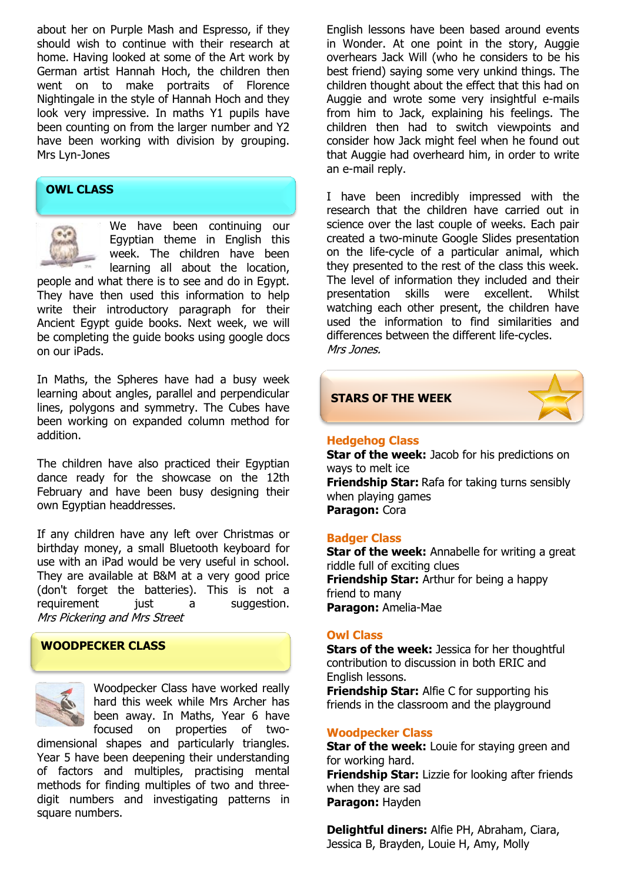about her on Purple Mash and Espresso, if they should wish to continue with their research at home. Having looked at some of the Art work by German artist Hannah Hoch, the children then went on to make portraits of Florence Nightingale in the style of Hannah Hoch and they look very impressive. In maths Y1 pupils have been counting on from the larger number and Y2 have been working with division by grouping.
Mrs Lyn-Jones

## OWL CLASS

We have been continuing our Egyptian theme in English this week. The children have been learning all about the location, people and what there is to see and do in Egypt. They have then used this information to help write their introductory paragraph for their Ancient Egypt guide books. Next week, we will be completing the guide books using google docs on our iPads.

In Maths, the Spheres have had a busy week learning about angles, parallel and perpendicular lines, polygons and symmetry. The Cubes have been working on expanded column method for addition.

The children have also practiced their Egyptian dance ready for the showcase on the 12th February and have been busy designing their own Egyptian headdresses.

If any children have any left over Christmas or birthday money, a small Bluetooth keyboard for use with an iPad would be very useful in school. They are available at B&M at a very good price (don't forget the batteries). This is not a requirement just a suggestion.
*Mrs Pickering and Mrs Street*

## WOODPECKER CLASS

Woodpecker Class have worked really hard this week while Mrs Archer has been away. In Maths, Year 6 have focused on properties of two-dimensional shapes and particularly triangles. Year 5 have been deepening their understanding of factors and multiples, practising mental methods for finding multiples of two and three-digit numbers and investigating patterns in square numbers.

English lessons have been based around events in Wonder. At one point in the story, Auggie overhears Jack Will (who he considers to be his best friend) saying some very unkind things. The children thought about the effect that this had on Auggie and wrote some very insightful e-mails from him to Jack, explaining his feelings. The children then had to switch viewpoints and consider how Jack might feel when he found out that Auggie had overheard him, in order to write an e-mail reply.

I have been incredibly impressed with the research that the children have carried out in science over the last couple of weeks. Each pair created a two-minute Google Slides presentation on the life-cycle of a particular animal, which they presented to the rest of the class this week. The level of information they included and their presentation skills were excellent. Whilst watching each other present, the children have used the information to find similarities and differences between the different life-cycles.
*Mrs Jones.*

## STARS OF THE WEEK

### Hedgehog Class

**Star of the week:** Jacob for his predictions on ways to melt ice
**Friendship Star:** Rafa for taking turns sensibly when playing games
**Paragon:** Cora

### Badger Class

**Star of the week:** Annabelle for writing a great riddle full of exciting clues
**Friendship Star:** Arthur for being a happy friend to many
**Paragon:** Amelia-Mae

### Owl Class

**Stars of the week:** Jessica for her thoughtful contribution to discussion in both ERIC and English lessons.
**Friendship Star:** Alfie C for supporting his friends in the classroom and the playground

### Woodpecker Class

**Star of the week:** Louie for staying green and for working hard.
**Friendship Star:** Lizzie for looking after friends when they are sad
**Paragon:** Hayden

**Delightful diners:** Alfie PH, Abraham, Ciara, Jessica B, Brayden, Louie H, Amy, Molly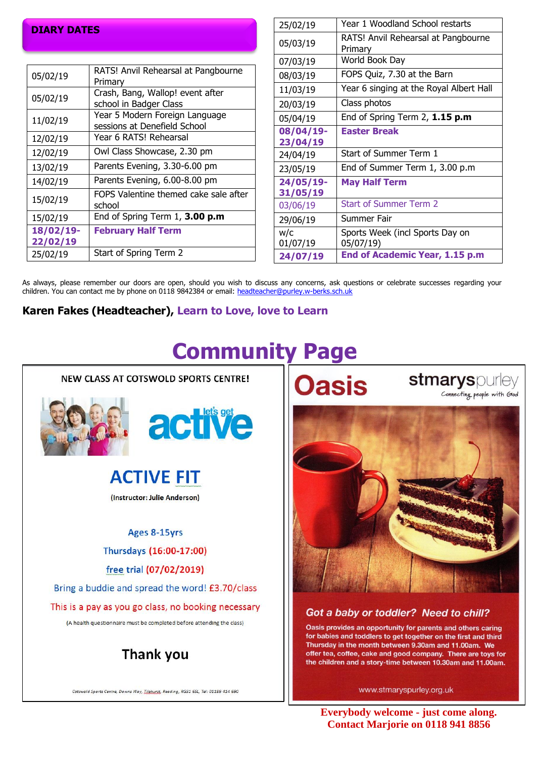## DIARY DATES

| | |
|---|---|
| 05/02/19 | RATS! Anvil Rehearsal at Pangbourne Primary |
| 05/02/19 | Crash, Bang, Wallop! event after school in Badger Class |
| 11/02/19 | Year 5 Modern Foreign Language sessions at Denefield School |
| 12/02/19 | Year 6 RATS! Rehearsal |
| 12/02/19 | Owl Class Showcase, 2.30 pm |
| 13/02/19 | Parents Evening, 3.30-6.00 pm |
| 14/02/19 | Parents Evening, 6.00-8.00 pm |
| 15/02/19 | FOPS Valentine themed cake sale after school |
| 15/02/19 | End of Spring Term 1, **3.00 p.m** |
| **18/02/19-22/02/19** | **February Half Term** |
| 25/02/19 | Start of Spring Term 2 |
| 25/02/19 | Year 1 Woodland School restarts |
| 05/03/19 | RATS! Anvil Rehearsal at Pangbourne Primary |
| 07/03/19 | World Book Day |
| 08/03/19 | FOPS Quiz, 7.30 at the Barn |
| 11/03/19 | Year 6 singing at the Royal Albert Hall |
| 20/03/19 | Class photos |
| 05/04/19 | End of Spring Term 2, **1.15 p.m** |
| **08/04/19-23/04/19** | **Easter Break** |
| 24/04/19 | Start of Summer Term 1 |
| 23/05/19 | End of Summer Term 1, 3.00 p.m |
| **24/05/19-31/05/19** | **May Half Term** |
| 03/06/19 | Start of Summer Term 2 |
| 29/06/19 | Summer Fair |
| w/c 01/07/19 | Sports Week (incl Sports Day on 05/07/19) |
| **24/07/19** | **End of Academic Year, 1.15 p.m** |

As always, please remember our doors are open, should you wish to discuss any concerns, ask questions or celebrate successes regarding your children. You can contact me by phone on 0118 9842384 or email: headteacher@purley.w-berks.sch.uk

**Karen Fakes (Headteacher), Learn to Love, love to Learn**

# Community Page

NEW CLASS AT COTSWOLD SPORTS CENTRE!

let's get active

## ACTIVE FIT

(Instructor: Julie Anderson)

Ages 8-15yrs

Thursdays (16:00-17:00)

free trial (07/02/2019)

Bring a buddie and spread the word! £3.70/class

This is a pay as you go class, no booking necessary

(A health questionnaire must be completed before attending the class)

Thank you

Cotswold Sports Centre, Downs Way, Tilehurst, Reading, RG31 6SL, Tel: 01189 414 690

**Oasis**

stmaryspurley — Connecting people with God

*Got a baby or toddler? Need to chill?*

Oasis provides an opportunity for parents and others caring for babies and toddlers to get together on the first and third Thursday in the month between 9.30am and 11.00am. We offer tea, coffee, cake and good company. There are toys for the children and a story-time between 10.30am and 11.00am.

www.stmaryspurley.org.uk

**Everybody welcome - just come along.**
**Contact Marjorie on 0118 941 8856**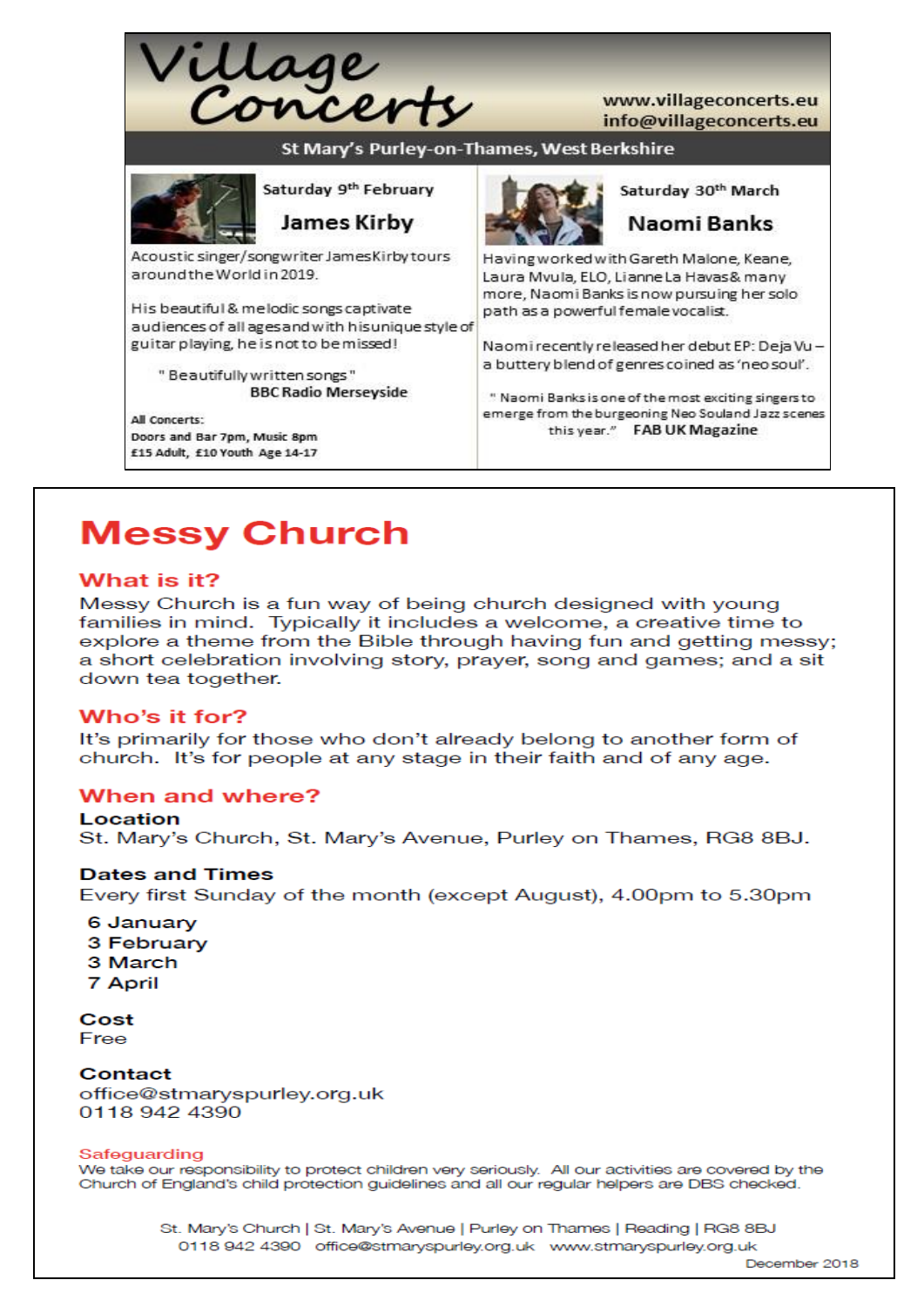# Village Concerts

www.villageconcerts.eu
info@villageconcerts.eu

**St Mary's Purley-on-Thames, West Berkshire**

Saturday 9th February

## James Kirby

Acoustic singer/songwriter James Kirby tours around the World in 2019.

His beautiful & melodic songs captivate audiences of all ages and with his unique style of guitar playing, he is not to be missed!

" Beautifully written songs "
**BBC Radio Merseyside**

Saturday 30th March

## Naomi Banks

Having worked with Gareth Malone, Keane, Laura Mvula, ELO, Lianne La Havas & many more, Naomi Banks is now pursuing her solo path as a powerful female vocalist.

Naomi recently released her debut EP: Deja Vu – a buttery blend of genres coined as 'neo soul'.

" Naomi Banks is one of the most exciting singers to emerge from the burgeoning Neo Soul and Jazz scenes this year." **FAB UK Magazine**

**All Concerts:**
**Doors and Bar 7pm, Music 8pm**
**£15 Adult, £10 Youth Age 14-17**

# Messy Church

## What is it?

Messy Church is a fun way of being church designed with young families in mind. Typically it includes a welcome, a creative time to explore a theme from the Bible through having fun and getting messy; a short celebration involving story, prayer, song and games; and a sit down tea together.

## Who's it for?

It's primarily for those who don't already belong to another form of church. It's for people at any stage in their faith and of any age.

## When and where?

**Location**
St. Mary's Church, St. Mary's Avenue, Purley on Thames, RG8 8BJ.

**Dates and Times**
Every first Sunday of the month (except August), 4.00pm to 5.30pm

- 6 January
- 3 February
- 3 March
- 7 April

**Cost**
Free

**Contact**
office@stmaryspurley.org.uk
0118 942 4390

**Safeguarding**
We take our responsibility to protect children very seriously. All our activities are covered by the Church of England's child protection guidelines and all our regular helpers are DBS checked.

St. Mary's Church | St. Mary's Avenue | Purley on Thames | Reading | RG8 8BJ
0118 942 4390 office@stmaryspurley.org.uk www.stmaryspurley.org.uk

December 2018